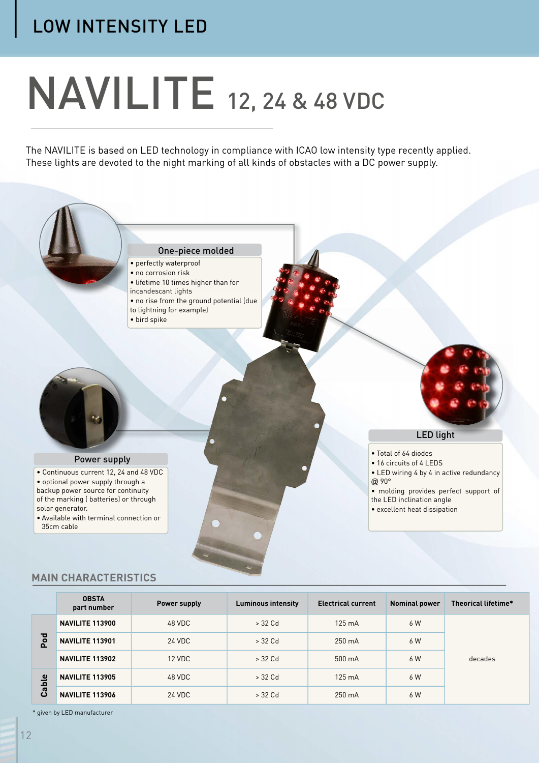## LOW INTENSITY LED

# NAVILITE 12, 24 & 48 VDC

The NAVILITE is based on LED technology in compliance with ICAO low intensity type recently applied. These lights are devoted to the night marking of all kinds of obstacles with a DC power supply.

### One-piece molded

- perfectly waterproof
- no corrosion risk
- lifetime 10 times higher than for incandescant lights
- no rise from the ground potential (due to lightning for example)
- bird spike

### Power supply

- Continuous current 12, 24 and 48 VDC
- optional power supply through a backup power source for continuity of the marking ( batteries) or through solar generator.
- Available with terminal connection or 35cm cable

### LED light

- Total of 64 diodes
- 16 circuits of 4 LEDS
- LED wiring 4 by 4 in active redundancy @ 90°
- molding provides perfect support of the LED inclination angle
- excellent heat dissipation

## MAIN CHARACTERISTICS

| | OBSTA part number | Power supply | Luminous intensity | Electrical current | Nominal power | Theorical lifetime* |
|---|---|---|---|---|---|---|
| Pod | NAVILITE 113900 | 48 VDC | > 32 Cd | 125 mA | 6 W | decades |
| Pod | NAVILITE 113901 | 24 VDC | > 32 Cd | 250 mA | 6 W | |
| Pod | NAVILITE 113902 | 12 VDC | > 32 Cd | 500 mA | 6 W | |
| Cable | NAVILITE 113905 | 48 VDC | > 32 Cd | 125 mA | 6 W | |
| Cable | NAVILITE 113906 | 24 VDC | > 32 Cd | 250 mA | 6 W | |

* given by LED manufacturer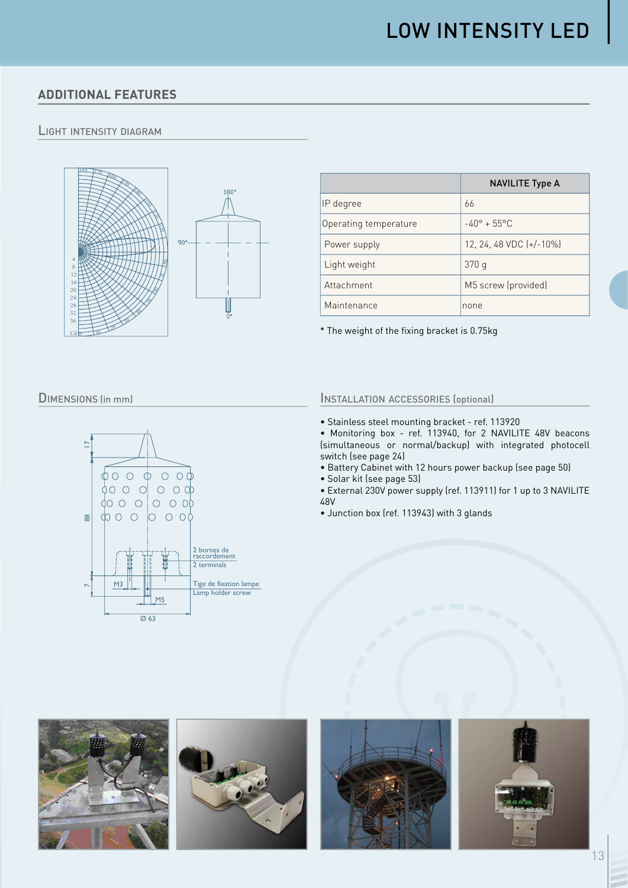# LOW INTENSITY LED

## ADDITIONAL FEATURES

### Light intensity diagram

| | NAVILITE Type A |
|---|---|
| IP degree | 66 |
| Operating temperature | -40° + 55°C |
| Power supply | 12, 24, 48 VDC (+/-10%) |
| Light weight | 370 g |
| Attachment | M5 screw (provided) |
| Maintenance | none |

* The weight of the fixing bracket is 0.75kg

### Dimensions (in mm)

2 bornes de raccordement
2 terminals

Tige de fixation lampe
Lamp holder screw

### Installation accessories (optional)

- Stainless steel mounting bracket - ref. 113920
- Monitoring box - ref. 113940, for 2 NAVILITE 48V beacons (simultaneous or normal/backup) with integrated photocell switch (see page 24)
- Battery Cabinet with 12 hours power backup (see page 50)
- Solar kit (see page 53)
- External 230V power supply (ref. 113911) for 1 up to 3 NAVILITE 48V
- Junction box (ref. 113943) with 3 glands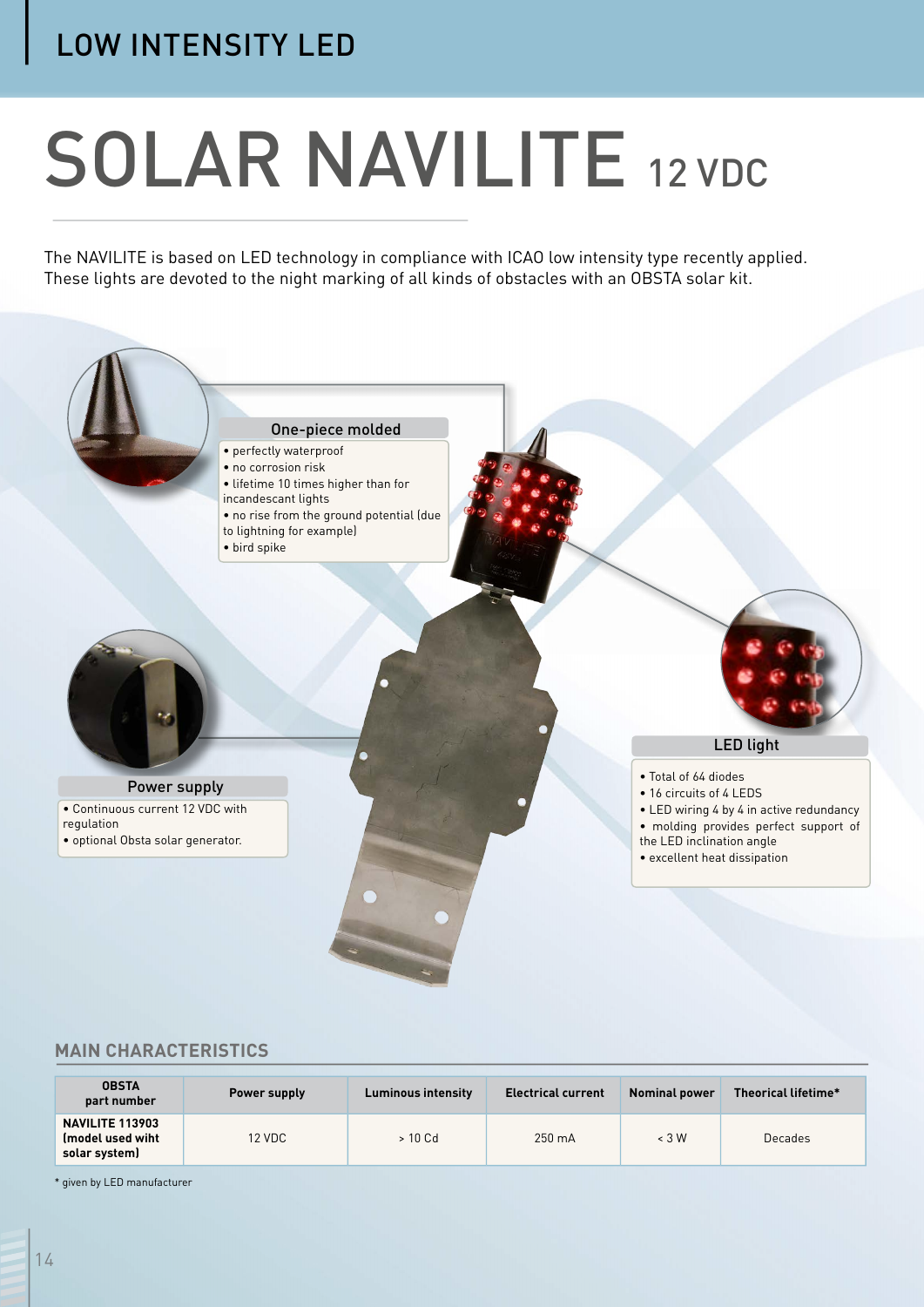LOW INTENSITY LED

# SOLAR NAVILITE 12 VDC

The NAVILITE is based on LED technology in compliance with ICAO low intensity type recently applied. These lights are devoted to the night marking of all kinds of obstacles with an OBSTA solar kit.

### One-piece molded

- perfectly waterproof
- no corrosion risk
- lifetime 10 times higher than for incandescant lights
- no rise from the ground potential (due to lightning for example)
- bird spike

### Power supply

- Continuous current 12 VDC with regulation
- optional Obsta solar generator.

### LED light

- Total of 64 diodes
- 16 circuits of 4 LEDS
- LED wiring 4 by 4 in active redundancy
- molding provides perfect support of the LED inclination angle
- excellent heat dissipation

## MAIN CHARACTERISTICS

| OBSTA part number | Power supply | Luminous intensity | Electrical current | Nominal power | Theorical lifetime* |
|---|---|---|---|---|---|
| **NAVILITE 113903 (model used wiht solar system)** | 12 VDC | > 10 Cd | 250 mA | < 3 W | Decades |

* given by LED manufacturer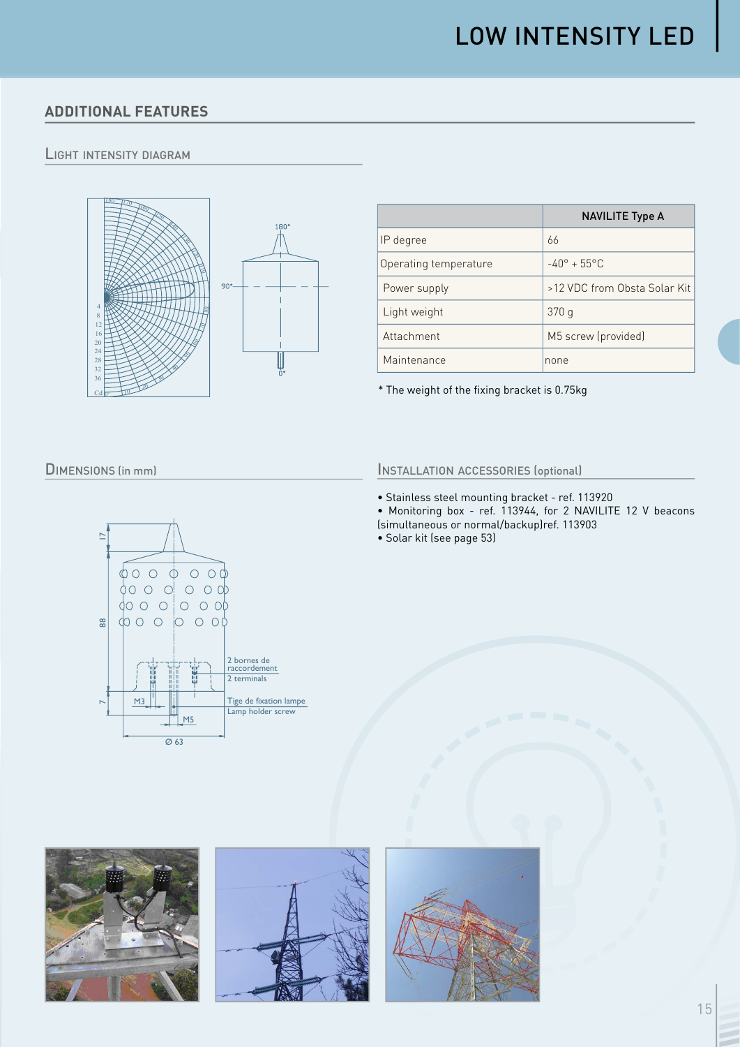# LOW INTENSITY LED

## ADDITIONAL FEATURES

### LIGHT INTENSITY DIAGRAM

| | NAVILITE Type A |
|---|---|
| IP degree | 66 |
| Operating temperature | -40° + 55°C |
| Power supply | >12 VDC from Obsta Solar Kit |
| Light weight | 370 g |
| Attachment | M5 screw (provided) |
| Maintenance | none |

* The weight of the fixing bracket is 0.75kg

### DIMENSIONS (in mm)

### INSTALLATION ACCESSORIES (optional)

- Stainless steel mounting bracket - ref. 113920
- Monitoring box - ref. 113944, for 2 NAVILITE 12 V beacons (simultaneous or normal/backup)ref. 113903
- Solar kit (see page 53)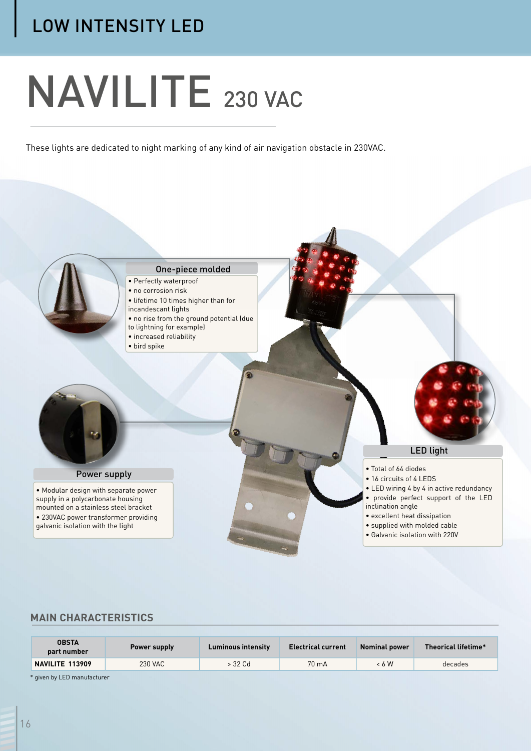# LOW INTENSITY LED

# NAVILITE 230 VAC

These lights are dedicated to night marking of any kind of air navigation obstacle in 230VAC.

### One-piece molded

- Perfectly waterproof
- no corrosion risk
- lifetime 10 times higher than for incandescant lights
- no rise from the ground potential (due to lightning for example)
- increased reliability
- bird spike

### Power supply

- Modular design with separate power supply in a polycarbonate housing mounted on a stainless steel bracket
- 230VAC power transformer providing galvanic isolation with the light

### LED light

- Total of 64 diodes
- 16 circuits of 4 LEDS
- LED wiring 4 by 4 in active redundancy
- provide perfect support of the LED inclination angle
- excellent heat dissipation
- supplied with molded cable
- Galvanic isolation with 220V

## MAIN CHARACTERISTICS

| OBSTA part number | Power supply | Luminous intensity | Electrical current | Nominal power | Theorical lifetime* |
|---|---|---|---|---|---|
| **NAVILITE 113909** | 230 VAC | > 32 Cd | 70 mA | < 6 W | decades |

* given by LED manufacturer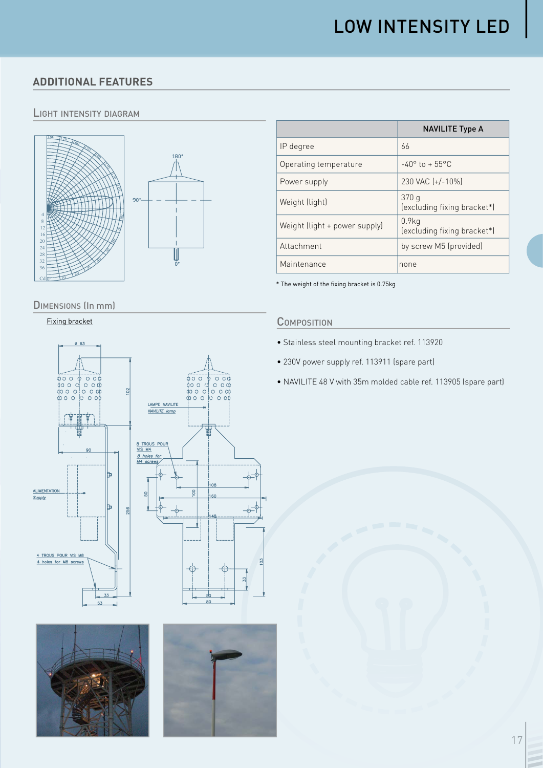# LOW INTENSITY LED

## ADDITIONAL FEATURES

### Light intensity diagram

180°
90°
0°
4
8
12
16
20
24
28
32
36
Cd

| | NAVILITE Type A |
|---|---|
| IP degree | 66 |
| Operating temperature | -40° to + 55°C |
| Power supply | 230 VAC (+/-10%) |
| Weight (light) | 370 g (excluding fixing bracket*) |
| Weight (light + power supply) | 0.9kg (excluding fixing bracket*) |
| Attachment | by screw M5 (provided) |
| Maintenance | none |

\* The weight of the fixing bracket is 0.75kg

### Dimensions (In mm)

Fixing bracket

ø 63
102
90
256
ALIMENTATION
*Supply*
4 TROUS POUR VIS M8
*4 holes for M8 screws*
33
53
LAMPE NAVILITE
*NAVILITE lamp*
8 TROUS POUR VIS M4
*8 holes for M4 screws*
108
50
100
160
148
103
33
50
80

### Composition

- Stainless steel mounting bracket ref. 113920
- 230V power supply ref. 113911 (spare part)
- NAVILITE 48 V with 35m molded cable ref. 113905 (spare part)